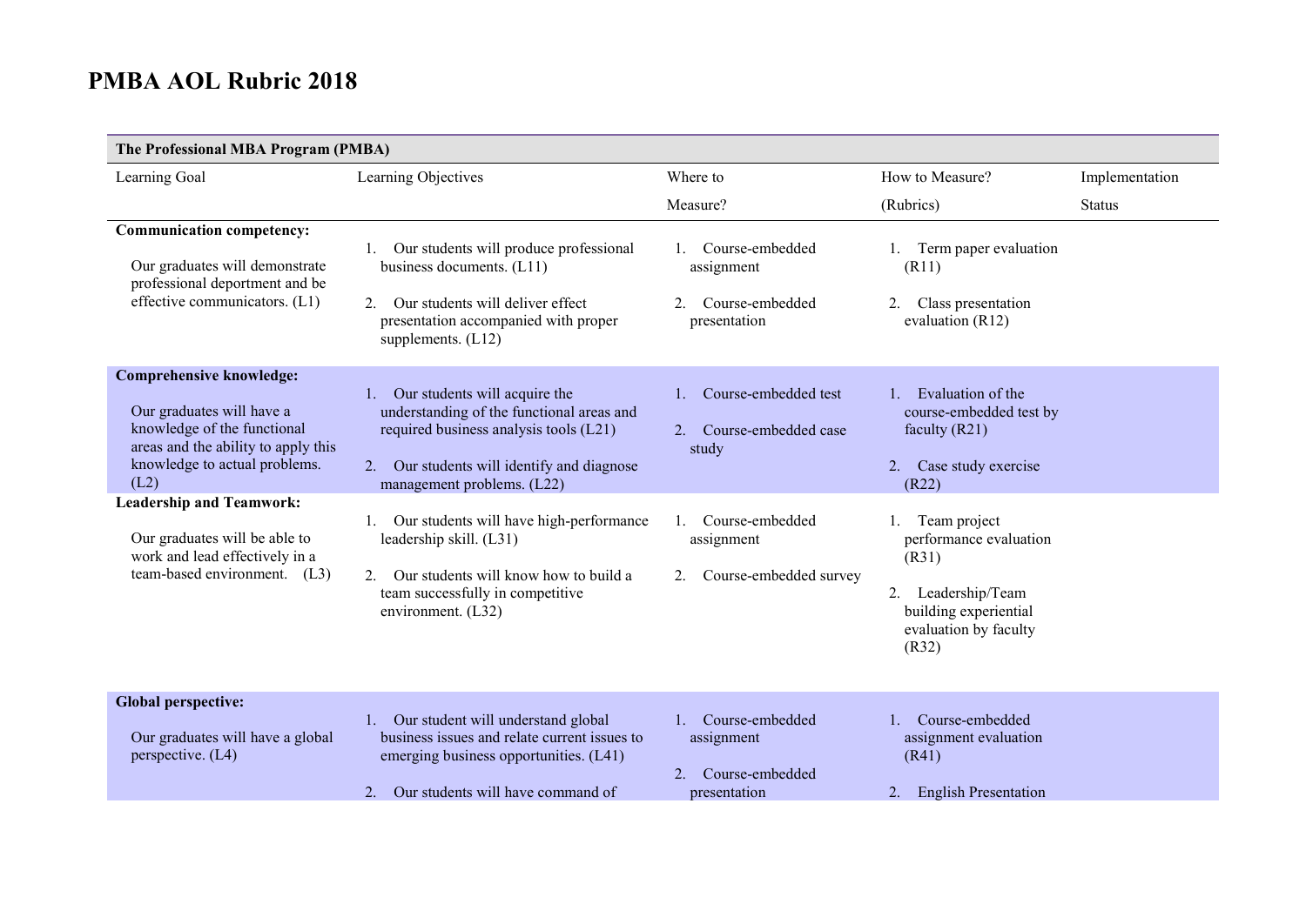# PMBA AOL Rubric 2018

| The Professional MBA Program (PMBA) | | | | |
|---|---|---|---|---|
| Learning Goal | Learning Objectives | Where to Measure? | How to Measure? (Rubrics) | Implementation Status |
| **Communication competency:** Our graduates will demonstrate professional deportment and be effective communicators. (L1) | 1. Our students will produce professional business documents. (L11)<br>2. Our students will deliver effect presentation accompanied with proper supplements. (L12) | 1. Course-embedded assignment<br>2. Course-embedded presentation | 1. Term paper evaluation (R11)<br>2. Class presentation evaluation (R12) | |
| **Comprehensive knowledge:** Our graduates will have a knowledge of the functional areas and the ability to apply this knowledge to actual problems. (L2) | 1. Our students will acquire the understanding of the functional areas and required business analysis tools (L21)<br>2. Our students will identify and diagnose management problems. (L22) | 1. Course-embedded test<br>2. Course-embedded case study | 1. Evaluation of the course-embedded test by faculty (R21)<br>2. Case study exercise (R22) | |
| **Leadership and Teamwork:** Our graduates will be able to work and lead effectively in a team-based environment. (L3) | 1. Our students will have high-performance leadership skill. (L31)<br>2. Our students will know how to build a team successfully in competitive environment. (L32) | 1. Course-embedded assignment<br>2. Course-embedded survey | 1. Team project performance evaluation (R31)<br>2. Leadership/Team building experiential evaluation by faculty (R32) | |
| **Global perspective:** Our graduates will have a global perspective. (L4) | 1. Our student will understand global business issues and relate current issues to emerging business opportunities. (L41)<br>2. Our students will have command of | 1. Course-embedded assignment<br>2. Course-embedded presentation | 1. Course-embedded assignment evaluation (R41)<br>2. English Presentation | |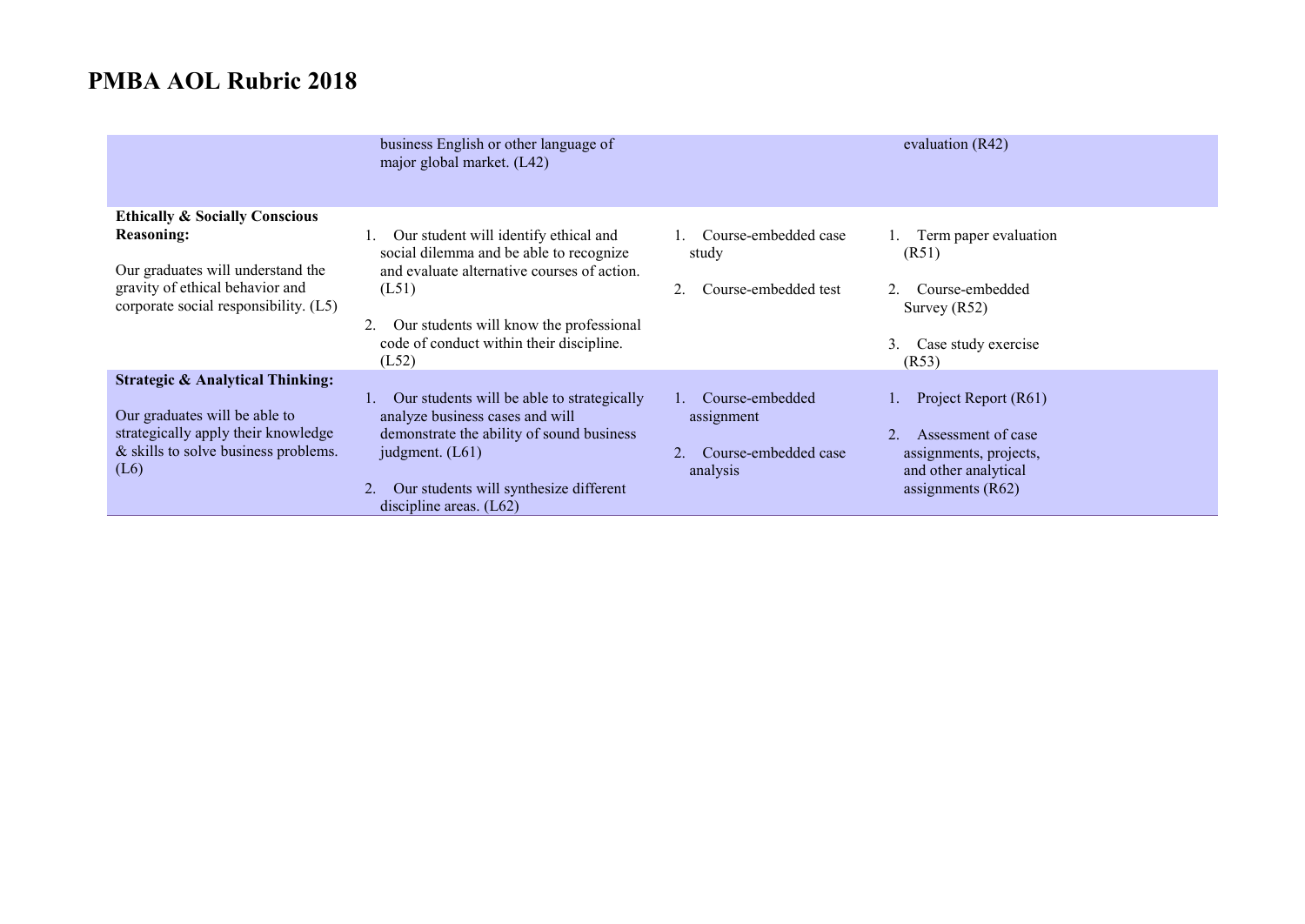# PMBA AOL Rubric 2018

| | | | |
|---|---|---|---|
| | business English or other language of major global market. (L42) | | evaluation (R42) |
| **Ethically & Socially Conscious Reasoning:**<br><br>Our graduates will understand the gravity of ethical behavior and corporate social responsibility. (L5) | 1. Our student will identify ethical and social dilemma and be able to recognize and evaluate alternative courses of action. (L51)<br><br>2. Our students will know the professional code of conduct within their discipline. (L52) | 1. Course-embedded case study<br><br>2. Course-embedded test | 1. Term paper evaluation (R51)<br><br>2. Course-embedded Survey (R52)<br><br>3. Case study exercise (R53) |
| **Strategic & Analytical Thinking:**<br><br>Our graduates will be able to strategically apply their knowledge & skills to solve business problems. (L6) | 1. Our students will be able to strategically analyze business cases and will demonstrate the ability of sound business judgment. (L61)<br><br>2. Our students will synthesize different discipline areas. (L62) | 1. Course-embedded assignment<br><br>2. Course-embedded case analysis | 1. Project Report (R61)<br><br>2. Assessment of case assignments, projects, and other analytical assignments (R62) |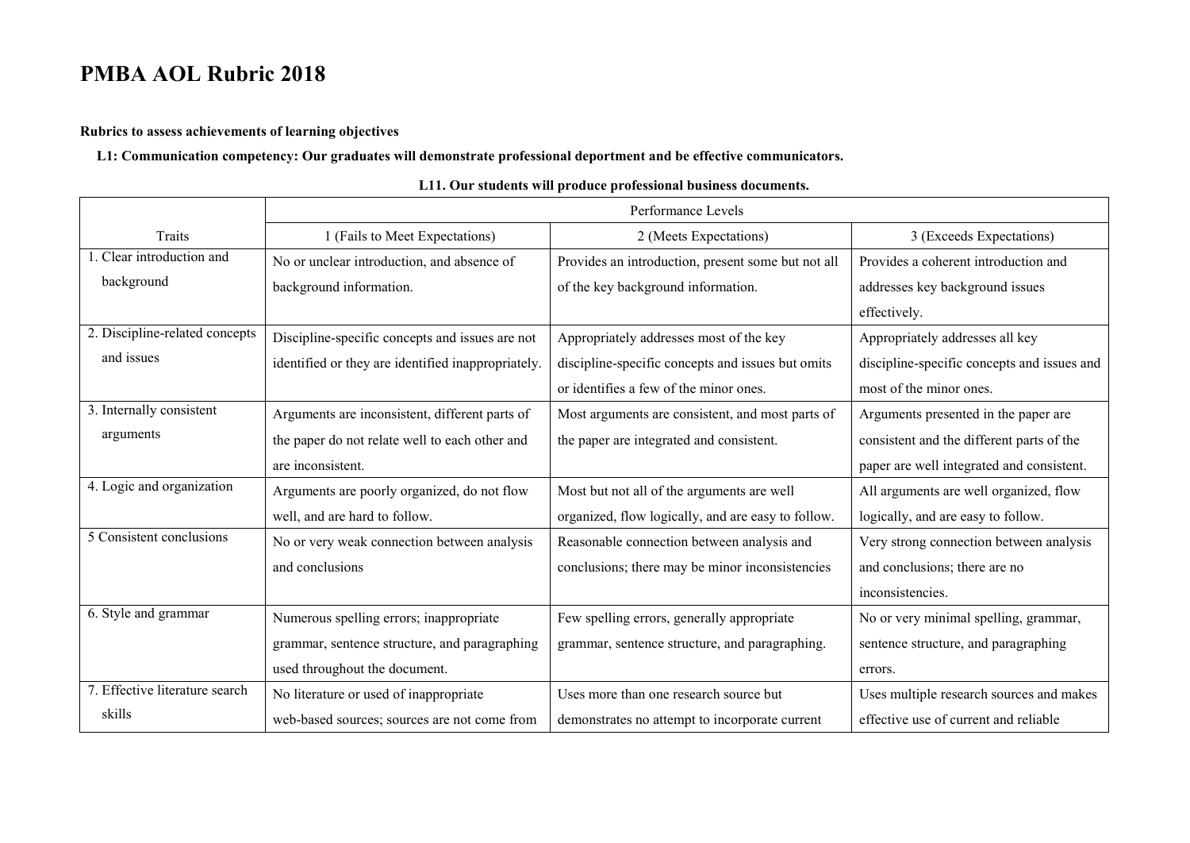# PMBA AOL Rubric 2018

**Rubrics to assess achievements of learning objectives**

**L1: Communication competency: Our graduates will demonstrate professional deportment and be effective communicators.**

**L11. Our students will produce professional business documents.**

| Traits | Performance Levels | | |
|---|---|---|---|
| | 1 (Fails to Meet Expectations) | 2 (Meets Expectations) | 3 (Exceeds Expectations) |
| 1. Clear introduction and background | No or unclear introduction, and absence of background information. | Provides an introduction, present some but not all of the key background information. | Provides a coherent introduction and addresses key background issues effectively. |
| 2. Discipline-related concepts and issues | Discipline-specific concepts and issues are not identified or they are identified inappropriately. | Appropriately addresses most of the key discipline-specific concepts and issues but omits or identifies a few of the minor ones. | Appropriately addresses all key discipline-specific concepts and issues and most of the minor ones. |
| 3. Internally consistent arguments | Arguments are inconsistent, different parts of the paper do not relate well to each other and are inconsistent. | Most arguments are consistent, and most parts of the paper are integrated and consistent. | Arguments presented in the paper are consistent and the different parts of the paper are well integrated and consistent. |
| 4. Logic and organization | Arguments are poorly organized, do not flow well, and are hard to follow. | Most but not all of the arguments are well organized, flow logically, and are easy to follow. | All arguments are well organized, flow logically, and are easy to follow. |
| 5 Consistent conclusions | No or very weak connection between analysis and conclusions | Reasonable connection between analysis and conclusions; there may be minor inconsistencies | Very strong connection between analysis and conclusions; there are no inconsistencies. |
| 6. Style and grammar | Numerous spelling errors; inappropriate grammar, sentence structure, and paragraphing used throughout the document. | Few spelling errors, generally appropriate grammar, sentence structure, and paragraphing. | No or very minimal spelling, grammar, sentence structure, and paragraphing errors. |
| 7. Effective literature search skills | No literature or used of inappropriate web-based sources; sources are not come from | Uses more than one research source but demonstrates no attempt to incorporate current | Uses multiple research sources and makes effective use of current and reliable |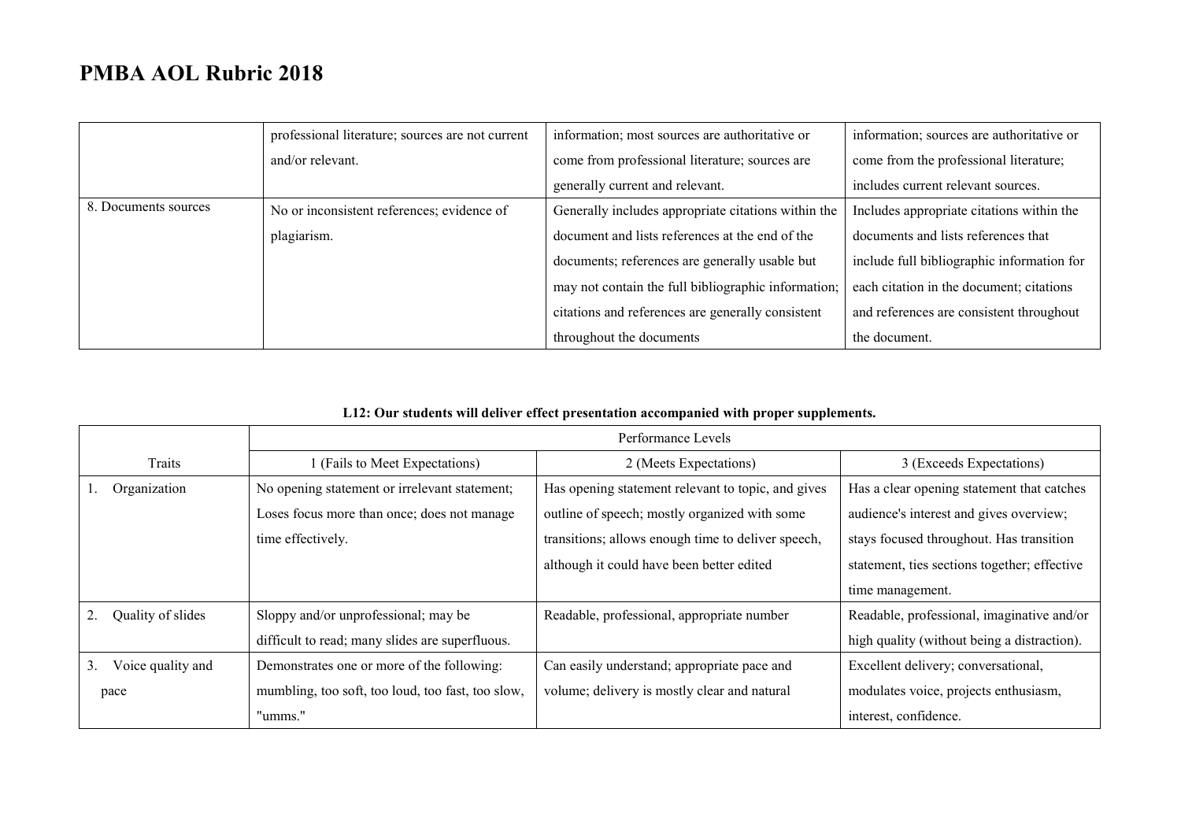| | | | |
|---|---|---|---|
| | professional literature; sources are not current and/or relevant. | information; most sources are authoritative or come from professional literature; sources are generally current and relevant. | information; sources are authoritative or come from the professional literature; includes current relevant sources. |
| 8. Documents sources | No or inconsistent references; evidence of plagiarism. | Generally includes appropriate citations within the document and lists references at the end of the documents; references are generally usable but may not contain the full bibliographic information; citations and references are generally consistent throughout the documents | Includes appropriate citations within the documents and lists references that include full bibliographic information for each citation in the document; citations and references are consistent throughout the document. |

**L12: Our students will deliver effect presentation accompanied with proper supplements.**

| | Performance Levels | | |
|---|---|---|---|
| Traits | 1 (Fails to Meet Expectations) | 2 (Meets Expectations) | 3 (Exceeds Expectations) |
| 1. Organization | No opening statement or irrelevant statement; Loses focus more than once; does not manage time effectively. | Has opening statement relevant to topic, and gives outline of speech; mostly organized with some transitions; allows enough time to deliver speech, although it could have been better edited | Has a clear opening statement that catches audience's interest and gives overview; stays focused throughout. Has transition statement, ties sections together; effective time management. |
| 2. Quality of slides | Sloppy and/or unprofessional; may be difficult to read; many slides are superfluous. | Readable, professional, appropriate number | Readable, professional, imaginative and/or high quality (without being a distraction). |
| 3. Voice quality and pace | Demonstrates one or more of the following: mumbling, too soft, too loud, too fast, too slow, "umms." | Can easily understand; appropriate pace and volume; delivery is mostly clear and natural | Excellent delivery; conversational, modulates voice, projects enthusiasm, interest, confidence. |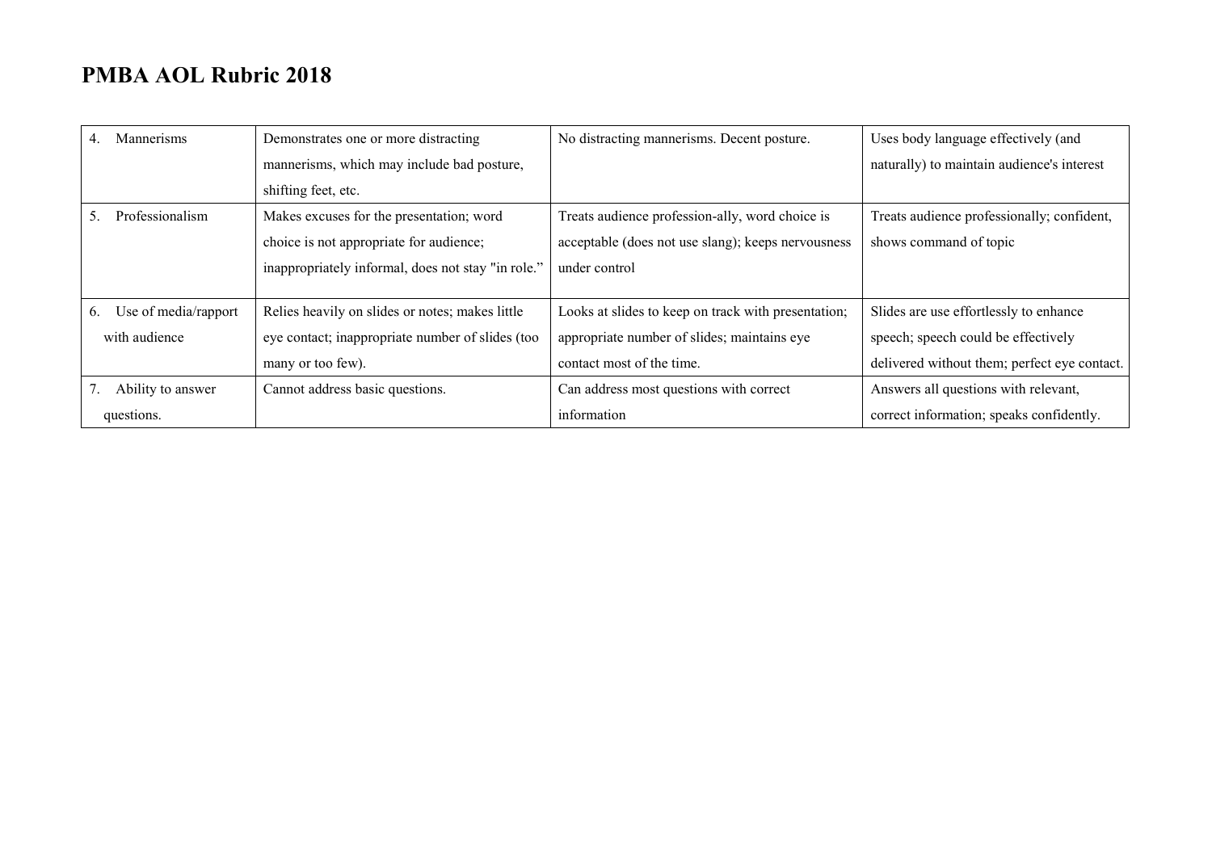# PMBA AOL Rubric 2018

| | | | |
|---|---|---|---|
| 4. Mannerisms | Demonstrates one or more distracting mannerisms, which may include bad posture, shifting feet, etc. | No distracting mannerisms. Decent posture. | Uses body language effectively (and naturally) to maintain audience's interest |
| 5. Professionalism | Makes excuses for the presentation; word choice is not appropriate for audience; inappropriately informal, does not stay "in role." | Treats audience profession-ally, word choice is acceptable (does not use slang); keeps nervousness under control | Treats audience professionally; confident, shows command of topic |
| 6. Use of media/rapport with audience | Relies heavily on slides or notes; makes little eye contact; inappropriate number of slides (too many or too few). | Looks at slides to keep on track with presentation; appropriate number of slides; maintains eye contact most of the time. | Slides are use effortlessly to enhance speech; speech could be effectively delivered without them; perfect eye contact. |
| 7. Ability to answer questions. | Cannot address basic questions. | Can address most questions with correct information | Answers all questions with relevant, correct information; speaks confidently. |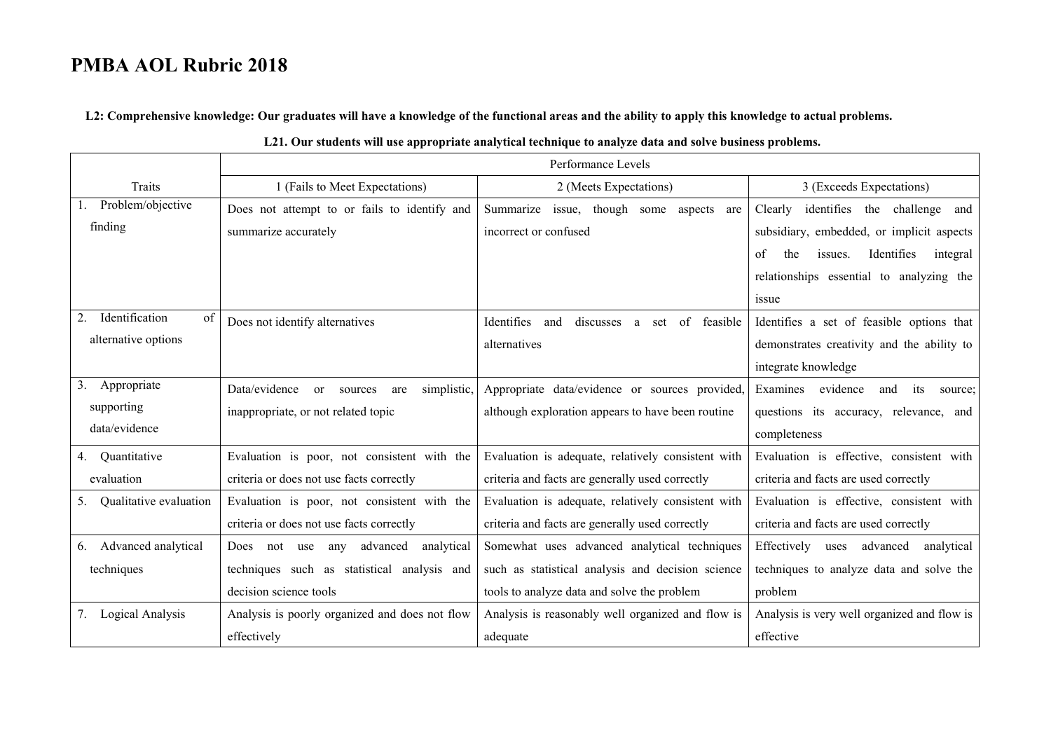# PMBA AOL Rubric 2018

**L2: Comprehensive knowledge: Our graduates will have a knowledge of the functional areas and the ability to apply this knowledge to actual problems.**

**L21. Our students will use appropriate analytical technique to analyze data and solve business problems.**

| | Performance Levels | | |
|---|---|---|---|
| Traits | 1 (Fails to Meet Expectations) | 2 (Meets Expectations) | 3 (Exceeds Expectations) |
| 1. Problem/objective finding | Does not attempt to or fails to identify and summarize accurately | Summarize issue, though some aspects are incorrect or confused | Clearly identifies the challenge and subsidiary, embedded, or implicit aspects of the issues. Identifies integral relationships essential to analyzing the issue |
| 2. Identification of alternative options | Does not identify alternatives | Identifies and discusses a set of feasible alternatives | Identifies a set of feasible options that demonstrates creativity and the ability to integrate knowledge |
| 3. Appropriate supporting data/evidence | Data/evidence or sources are simplistic, inappropriate, or not related topic | Appropriate data/evidence or sources provided, although exploration appears to have been routine | Examines evidence and its source; questions its accuracy, relevance, and completeness |
| 4. Quantitative evaluation | Evaluation is poor, not consistent with the criteria or does not use facts correctly | Evaluation is adequate, relatively consistent with criteria and facts are generally used correctly | Evaluation is effective, consistent with criteria and facts are used correctly |
| 5. Qualitative evaluation | Evaluation is poor, not consistent with the criteria or does not use facts correctly | Evaluation is adequate, relatively consistent with criteria and facts are generally used correctly | Evaluation is effective, consistent with criteria and facts are used correctly |
| 6. Advanced analytical techniques | Does not use any advanced analytical techniques such as statistical analysis and decision science tools | Somewhat uses advanced analytical techniques such as statistical analysis and decision science tools to analyze data and solve the problem | Effectively uses advanced analytical techniques to analyze data and solve the problem |
| 7. Logical Analysis | Analysis is poorly organized and does not flow effectively | Analysis is reasonably well organized and flow is adequate | Analysis is very well organized and flow is effective |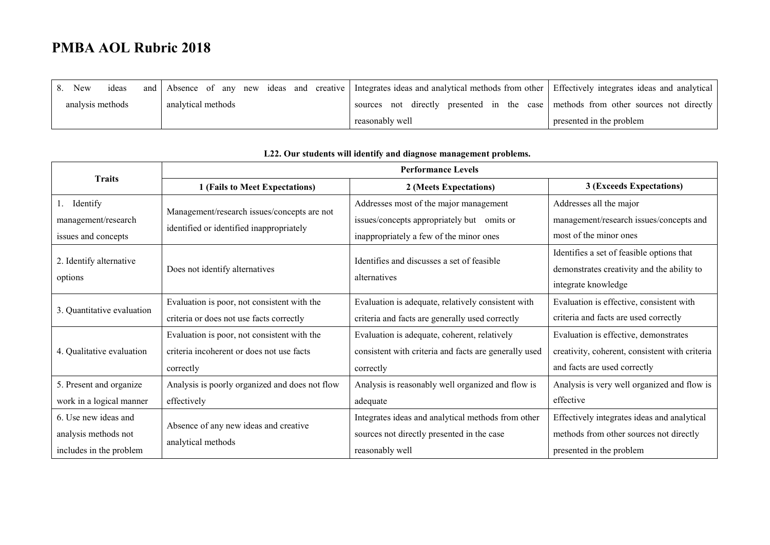# PMBA AOL Rubric 2018

| | | | |
|---|---|---|---|
| 8. New ideas and analysis methods | Absence of any new ideas and creative analytical methods | Integrates ideas and analytical methods from other sources not directly presented in the case reasonably well | Effectively integrates ideas and analytical methods from other sources not directly presented in the problem |

**L22. Our students will identify and diagnose management problems.**

| Traits | Performance Levels | | |
|---|---|---|---|
| | 1 (Fails to Meet Expectations) | 2 (Meets Expectations) | 3 (Exceeds Expectations) |
| 1. Identify management/research issues and concepts | Management/research issues/concepts are not identified or identified inappropriately | Addresses most of the major management issues/concepts appropriately but omits or inappropriately a few of the minor ones | Addresses all the major management/research issues/concepts and most of the minor ones |
| 2. Identify alternative options | Does not identify alternatives | Identifies and discusses a set of feasible alternatives | Identifies a set of feasible options that demonstrates creativity and the ability to integrate knowledge |
| 3. Quantitative evaluation | Evaluation is poor, not consistent with the criteria or does not use facts correctly | Evaluation is adequate, relatively consistent with criteria and facts are generally used correctly | Evaluation is effective, consistent with criteria and facts are used correctly |
| 4. Qualitative evaluation | Evaluation is poor, not consistent with the criteria incoherent or does not use facts correctly | Evaluation is adequate, coherent, relatively consistent with criteria and facts are generally used correctly | Evaluation is effective, demonstrates creativity, coherent, consistent with criteria and facts are used correctly |
| 5. Present and organize work in a logical manner | Analysis is poorly organized and does not flow effectively | Analysis is reasonably well organized and flow is adequate | Analysis is very well organized and flow is effective |
| 6. Use new ideas and analysis methods not includes in the problem | Absence of any new ideas and creative analytical methods | Integrates ideas and analytical methods from other sources not directly presented in the case reasonably well | Effectively integrates ideas and analytical methods from other sources not directly presented in the problem |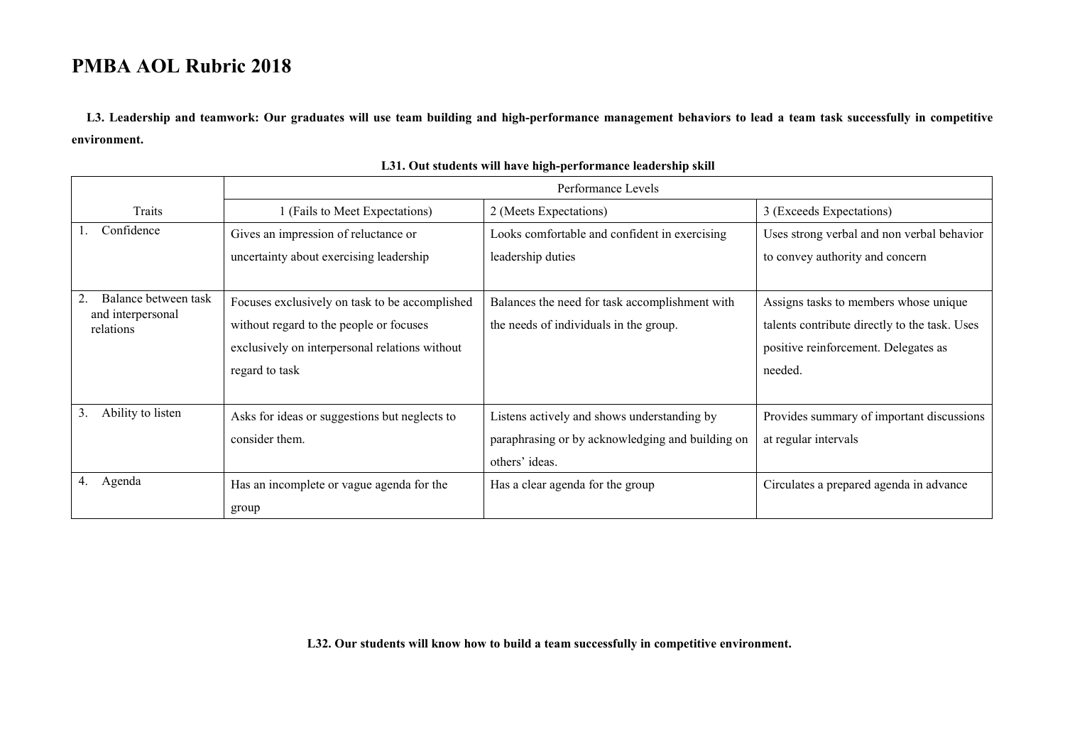# PMBA AOL Rubric 2018

**L3. Leadership and teamwork: Our graduates will use team building and high-performance management behaviors to lead a team task successfully in competitive environment.**

**L31. Out students will have high-performance leadership skill**

| | Performance Levels | | |
|---|---|---|---|
| Traits | 1 (Fails to Meet Expectations) | 2 (Meets Expectations) | 3 (Exceeds Expectations) |
| 1. Confidence | Gives an impression of reluctance or uncertainty about exercising leadership | Looks comfortable and confident in exercising leadership duties | Uses strong verbal and non verbal behavior to convey authority and concern |
| 2. Balance between task and interpersonal relations | Focuses exclusively on task to be accomplished without regard to the people or focuses exclusively on interpersonal relations without regard to task | Balances the need for task accomplishment with the needs of individuals in the group. | Assigns tasks to members whose unique talents contribute directly to the task. Uses positive reinforcement. Delegates as needed. |
| 3. Ability to listen | Asks for ideas or suggestions but neglects to consider them. | Listens actively and shows understanding by paraphrasing or by acknowledging and building on others' ideas. | Provides summary of important discussions at regular intervals |
| 4. Agenda | Has an incomplete or vague agenda for the group | Has a clear agenda for the group | Circulates a prepared agenda in advance |

**L32. Our students will know how to build a team successfully in competitive environment.**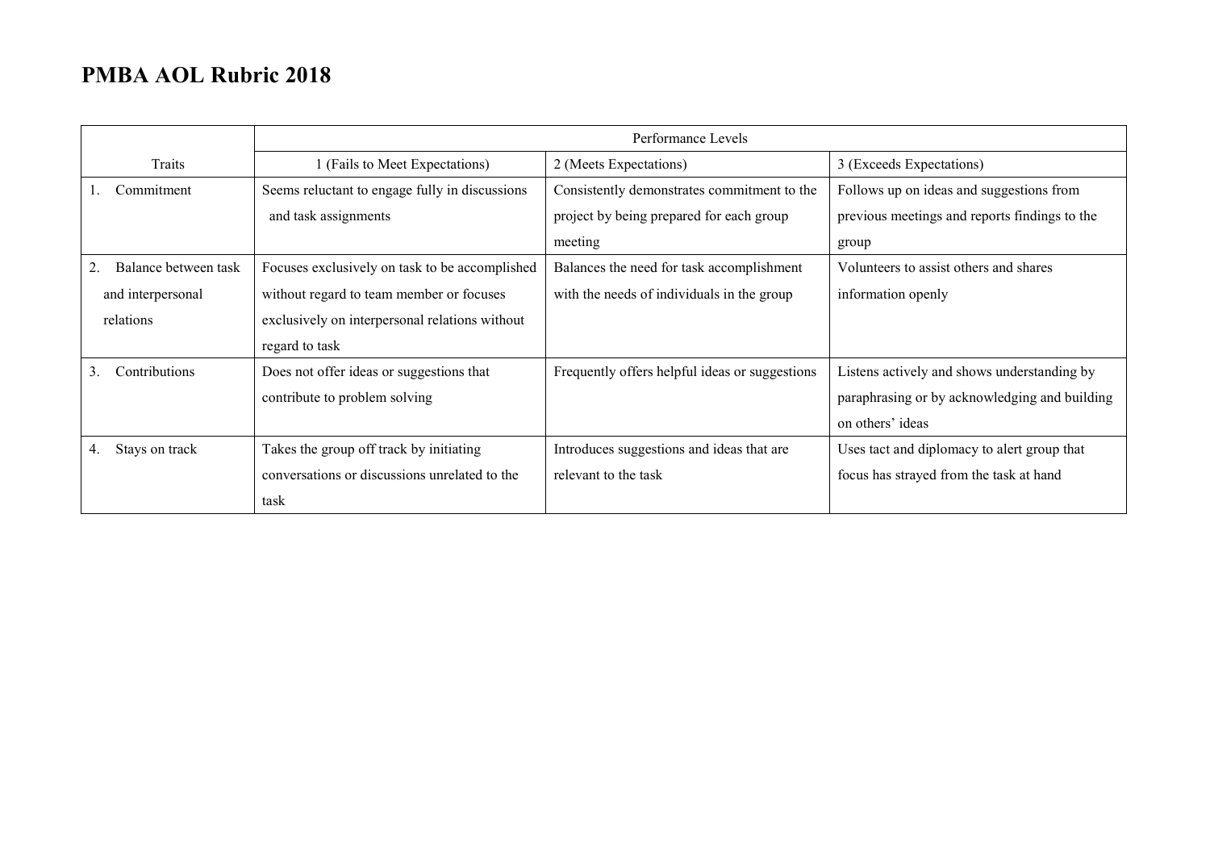# PMBA AOL Rubric 2018

| | Performance Levels | | |
|---|---|---|---|
| Traits | 1 (Fails to Meet Expectations) | 2 (Meets Expectations) | 3 (Exceeds Expectations) |
| 1. Commitment | Seems reluctant to engage fully in discussions and task assignments | Consistently demonstrates commitment to the project by being prepared for each group meeting | Follows up on ideas and suggestions from previous meetings and reports findings to the group |
| 2. Balance between task and interpersonal relations | Focuses exclusively on task to be accomplished without regard to team member or focuses exclusively on interpersonal relations without regard to task | Balances the need for task accomplishment with the needs of individuals in the group | Volunteers to assist others and shares information openly |
| 3. Contributions | Does not offer ideas or suggestions that contribute to problem solving | Frequently offers helpful ideas or suggestions | Listens actively and shows understanding by paraphrasing or by acknowledging and building on others' ideas |
| 4. Stays on track | Takes the group off track by initiating conversations or discussions unrelated to the task | Introduces suggestions and ideas that are relevant to the task | Uses tact and diplomacy to alert group that focus has strayed from the task at hand |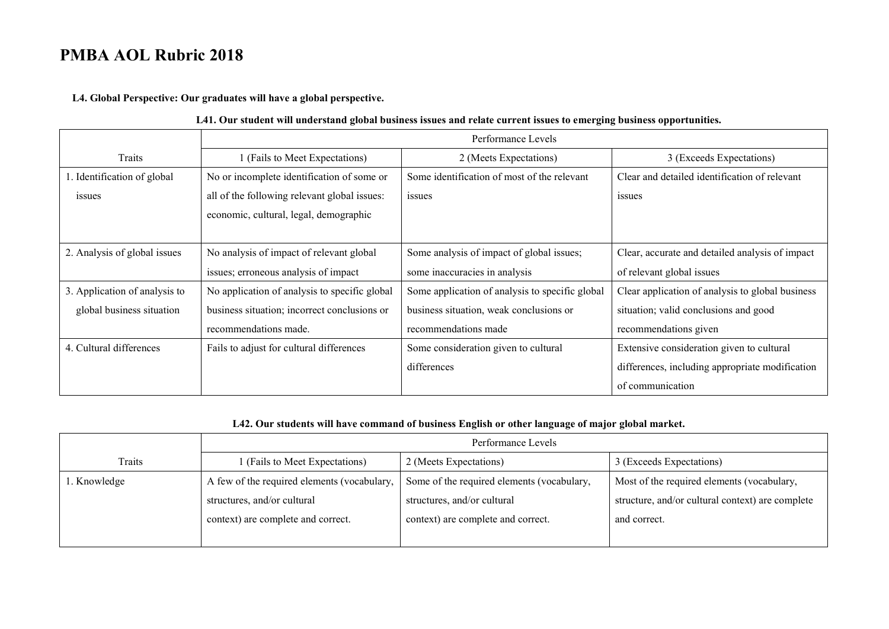# PMBA AOL Rubric 2018

**L4. Global Perspective: Our graduates will have a global perspective.**

**L41. Our student will understand global business issues and relate current issues to emerging business opportunities.**

| | Performance Levels | | |
|---|---|---|---|
| Traits | 1 (Fails to Meet Expectations) | 2 (Meets Expectations) | 3 (Exceeds Expectations) |
| 1. Identification of global issues | No or incomplete identification of some or all of the following relevant global issues: economic, cultural, legal, demographic | Some identification of most of the relevant issues | Clear and detailed identification of relevant issues |
| 2. Analysis of global issues | No analysis of impact of relevant global issues; erroneous analysis of impact | Some analysis of impact of global issues; some inaccuracies in analysis | Clear, accurate and detailed analysis of impact of relevant global issues |
| 3. Application of analysis to global business situation | No application of analysis to specific global business situation; incorrect conclusions or recommendations made. | Some application of analysis to specific global business situation, weak conclusions or recommendations made | Clear application of analysis to global business situation; valid conclusions and good recommendations given |
| 4. Cultural differences | Fails to adjust for cultural differences | Some consideration given to cultural differences | Extensive consideration given to cultural differences, including appropriate modification of communication |

**L42. Our students will have command of business English or other language of major global market.**

| | Performance Levels | | |
|---|---|---|---|
| Traits | 1 (Fails to Meet Expectations) | 2 (Meets Expectations) | 3 (Exceeds Expectations) |
| 1. Knowledge | A few of the required elements (vocabulary, structures, and/or cultural context) are complete and correct. | Some of the required elements (vocabulary, structures, and/or cultural context) are complete and correct. | Most of the required elements (vocabulary, structure, and/or cultural context) are complete and correct. |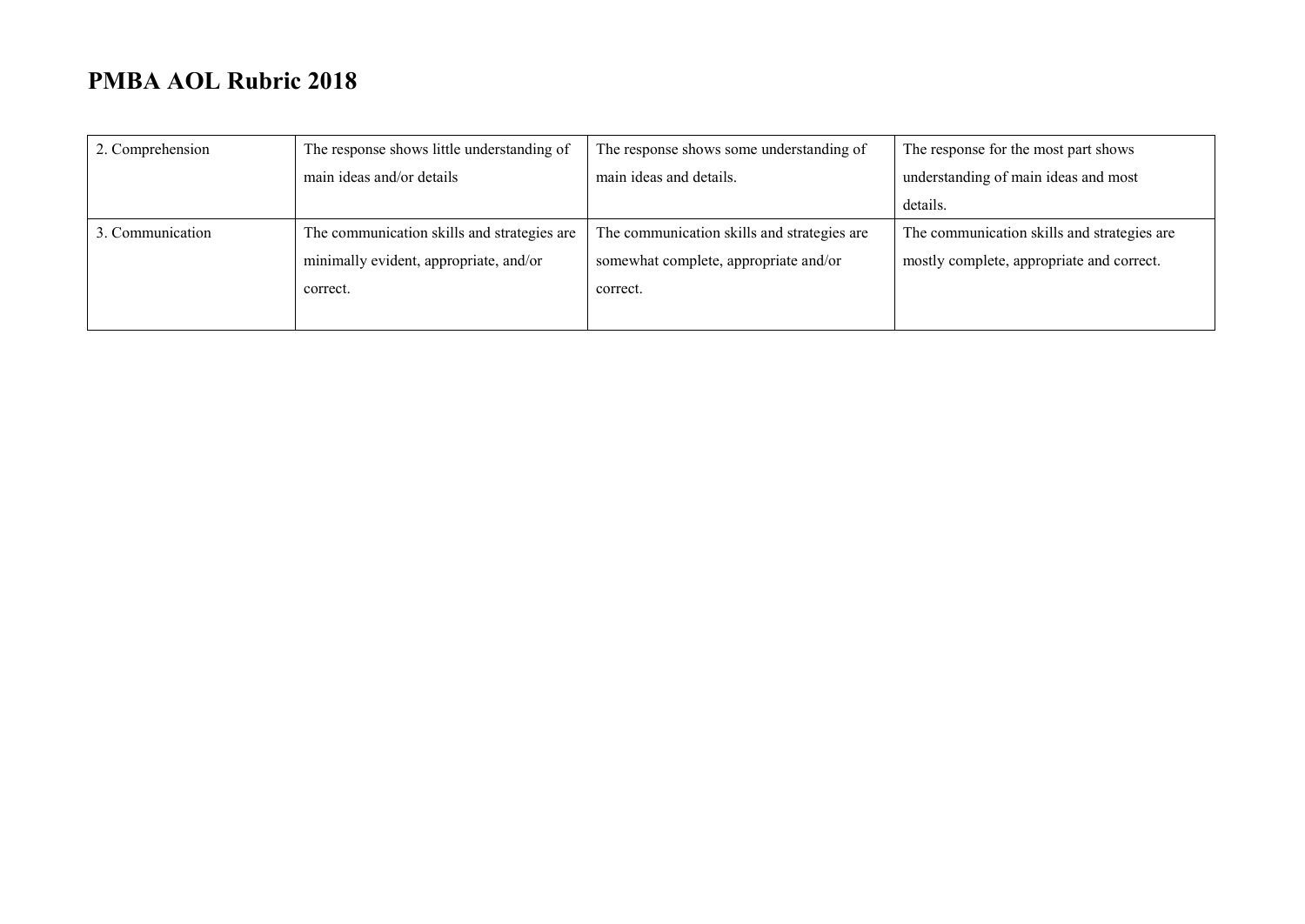# PMBA AOL Rubric 2018

| | | | |
|---|---|---|---|
| 2. Comprehension | The response shows little understanding of main ideas and/or details | The response shows some understanding of main ideas and details. | The response for the most part shows understanding of main ideas and most details. |
| 3. Communication | The communication skills and strategies are minimally evident, appropriate, and/or correct. | The communication skills and strategies are somewhat complete, appropriate and/or correct. | The communication skills and strategies are mostly complete, appropriate and correct. |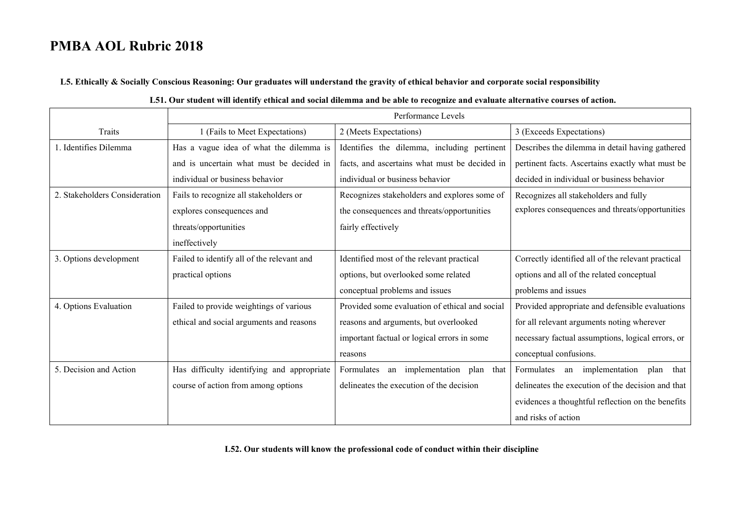# PMBA AOL Rubric 2018

**L5. Ethically & Socially Conscious Reasoning: Our graduates will understand the gravity of ethical behavior and corporate social responsibility**

**L51. Our student will identify ethical and social dilemma and be able to recognize and evaluate alternative courses of action.**

| | Performance Levels | | |
|---|---|---|---|
| Traits | 1 (Fails to Meet Expectations) | 2 (Meets Expectations) | 3 (Exceeds Expectations) |
| 1. Identifies Dilemma | Has a vague idea of what the dilemma is and is uncertain what must be decided in individual or business behavior | Identifies the dilemma, including pertinent facts, and ascertains what must be decided in individual or business behavior | Describes the dilemma in detail having gathered pertinent facts. Ascertains exactly what must be decided in individual or business behavior |
| 2. Stakeholders Consideration | Fails to recognize all stakeholders or explores consequences and threats/opportunities ineffectively | Recognizes stakeholders and explores some of the consequences and threats/opportunities fairly effectively | Recognizes all stakeholders and fully explores consequences and threats/opportunities |
| 3. Options development | Failed to identify all of the relevant and practical options | Identified most of the relevant practical options, but overlooked some related conceptual problems and issues | Correctly identified all of the relevant practical options and all of the related conceptual problems and issues |
| 4. Options Evaluation | Failed to provide weightings of various ethical and social arguments and reasons | Provided some evaluation of ethical and social reasons and arguments, but overlooked important factual or logical errors in some reasons | Provided appropriate and defensible evaluations for all relevant arguments noting wherever necessary factual assumptions, logical errors, or conceptual confusions. |
| 5. Decision and Action | Has difficulty identifying and appropriate course of action from among options | Formulates an implementation plan that delineates the execution of the decision | Formulates an implementation plan that delineates the execution of the decision and that evidences a thoughtful reflection on the benefits and risks of action |

**L52. Our students will know the professional code of conduct within their discipline**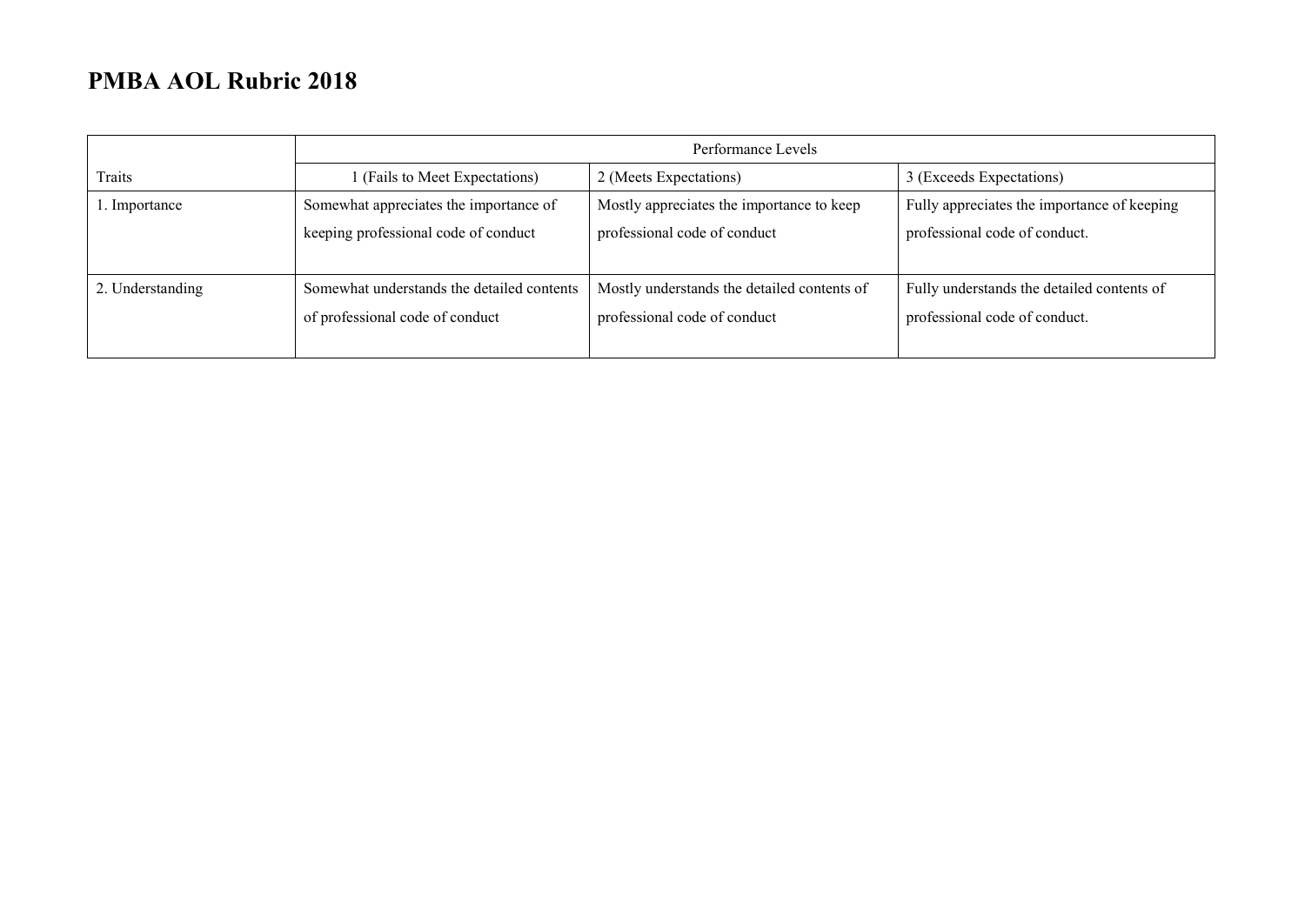# PMBA AOL Rubric 2018

| | Performance Levels | | |
|---|---|---|---|
| Traits | 1 (Fails to Meet Expectations) | 2 (Meets Expectations) | 3 (Exceeds Expectations) |
| 1. Importance | Somewhat appreciates the importance of keeping professional code of conduct | Mostly appreciates the importance to keep professional code of conduct | Fully appreciates the importance of keeping professional code of conduct. |
| 2. Understanding | Somewhat understands the detailed contents of professional code of conduct | Mostly understands the detailed contents of professional code of conduct | Fully understands the detailed contents of professional code of conduct. |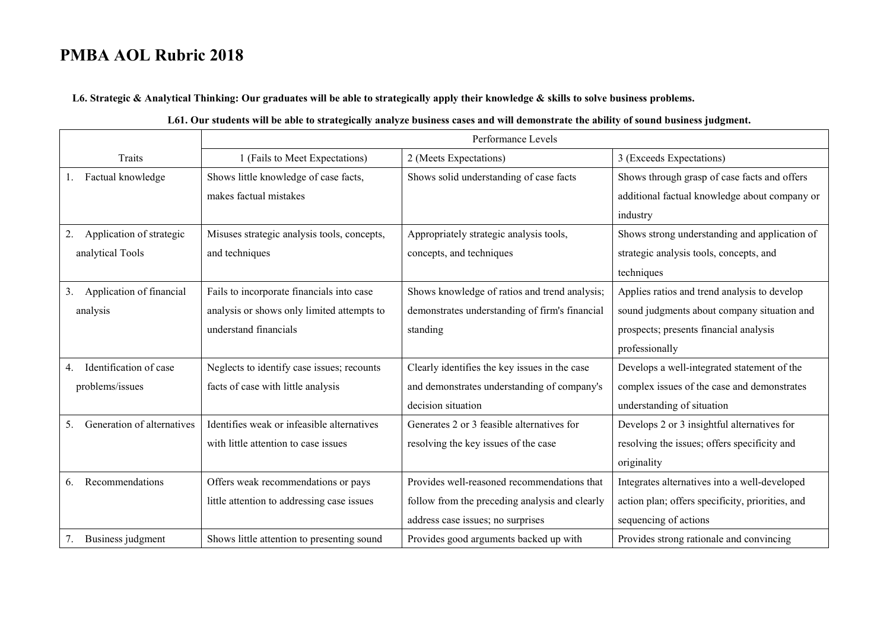# PMBA AOL Rubric 2018

**L6. Strategic & Analytical Thinking: Our graduates will be able to strategically apply their knowledge & skills to solve business problems.**

**L61. Our students will be able to strategically analyze business cases and will demonstrate the ability of sound business judgment.**

| | Performance Levels | | |
|---|---|---|---|
| Traits | 1 (Fails to Meet Expectations) | 2 (Meets Expectations) | 3 (Exceeds Expectations) |
| 1. Factual knowledge | Shows little knowledge of case facts, makes factual mistakes | Shows solid understanding of case facts | Shows through grasp of case facts and offers additional factual knowledge about company or industry |
| 2. Application of strategic analytical Tools | Misuses strategic analysis tools, concepts, and techniques | Appropriately strategic analysis tools, concepts, and techniques | Shows strong understanding and application of strategic analysis tools, concepts, and techniques |
| 3. Application of financial analysis | Fails to incorporate financials into case analysis or shows only limited attempts to understand financials | Shows knowledge of ratios and trend analysis; demonstrates understanding of firm's financial standing | Applies ratios and trend analysis to develop sound judgments about company situation and prospects; presents financial analysis professionally |
| 4. Identification of case problems/issues | Neglects to identify case issues; recounts facts of case with little analysis | Clearly identifies the key issues in the case and demonstrates understanding of company's decision situation | Develops a well-integrated statement of the complex issues of the case and demonstrates understanding of situation |
| 5. Generation of alternatives | Identifies weak or infeasible alternatives with little attention to case issues | Generates 2 or 3 feasible alternatives for resolving the key issues of the case | Develops 2 or 3 insightful alternatives for resolving the issues; offers specificity and originality |
| 6. Recommendations | Offers weak recommendations or pays little attention to addressing case issues | Provides well-reasoned recommendations that follow from the preceding analysis and clearly address case issues; no surprises | Integrates alternatives into a well-developed action plan; offers specificity, priorities, and sequencing of actions |
| 7. Business judgment | Shows little attention to presenting sound | Provides good arguments backed up with | Provides strong rationale and convincing |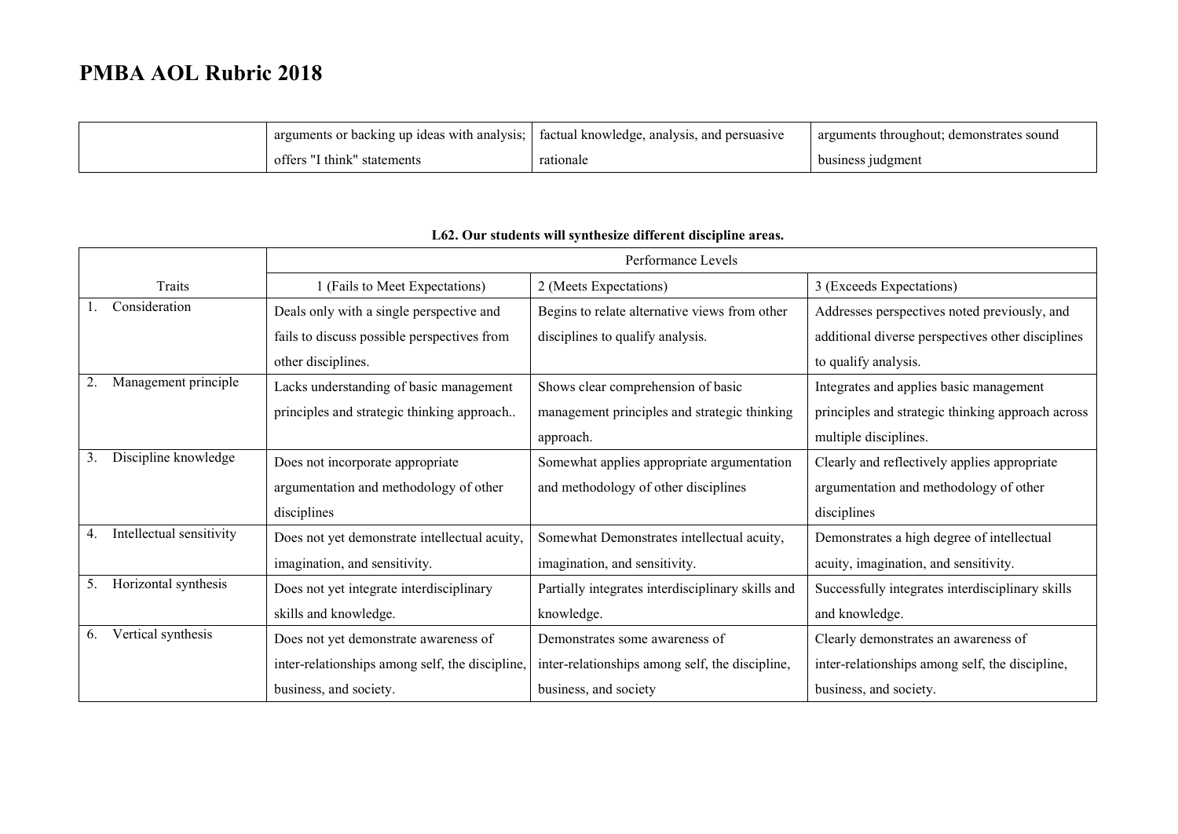# PMBA AOL Rubric 2018

| | | | |
|---|---|---|---|
| | arguments or backing up ideas with analysis; offers "I think" statements | factual knowledge, analysis, and persuasive rationale | arguments throughout; demonstrates sound business judgment |

**L62. Our students will synthesize different discipline areas.**

| | Performance Levels | | |
|---|---|---|---|
| Traits | 1 (Fails to Meet Expectations) | 2 (Meets Expectations) | 3 (Exceeds Expectations) |
| 1. Consideration | Deals only with a single perspective and fails to discuss possible perspectives from other disciplines. | Begins to relate alternative views from other disciplines to qualify analysis. | Addresses perspectives noted previously, and additional diverse perspectives other disciplines to qualify analysis. |
| 2. Management principle | Lacks understanding of basic management principles and strategic thinking approach.. | Shows clear comprehension of basic management principles and strategic thinking approach. | Integrates and applies basic management principles and strategic thinking approach across multiple disciplines. |
| 3. Discipline knowledge | Does not incorporate appropriate argumentation and methodology of other disciplines | Somewhat applies appropriate argumentation and methodology of other disciplines | Clearly and reflectively applies appropriate argumentation and methodology of other disciplines |
| 4. Intellectual sensitivity | Does not yet demonstrate intellectual acuity, imagination, and sensitivity. | Somewhat Demonstrates intellectual acuity, imagination, and sensitivity. | Demonstrates a high degree of intellectual acuity, imagination, and sensitivity. |
| 5. Horizontal synthesis | Does not yet integrate interdisciplinary skills and knowledge. | Partially integrates interdisciplinary skills and knowledge. | Successfully integrates interdisciplinary skills and knowledge. |
| 6. Vertical synthesis | Does not yet demonstrate awareness of inter-relationships among self, the discipline, business, and society. | Demonstrates some awareness of inter-relationships among self, the discipline, business, and society | Clearly demonstrates an awareness of inter-relationships among self, the discipline, business, and society. |